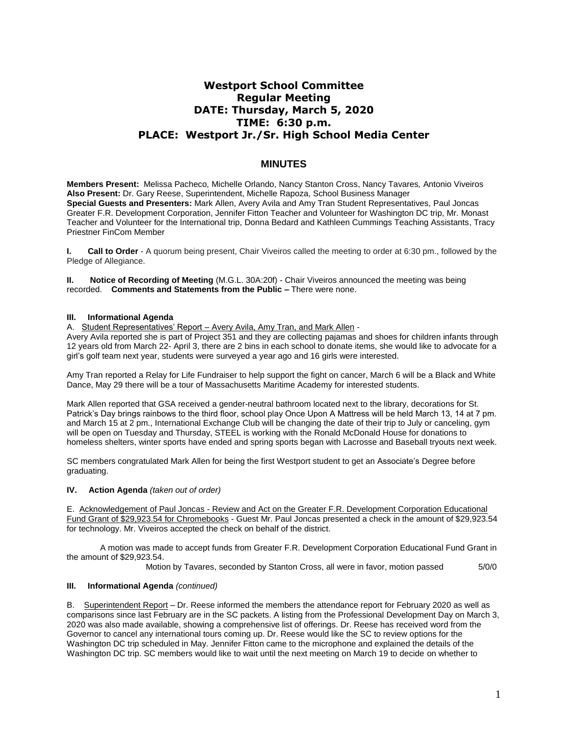# Westport School Committee
## Regular Meeting
## DATE: Thursday, March 5, 2020
## TIME: 6:30 p.m.
## PLACE: Westport Jr./Sr. High School Media Center

## MINUTES

**Members Present:** Melissa Pacheco*,* Michelle Orlando, Nancy Stanton Cross, Nancy Tavares*,* Antonio Viveiros
**Also Present:** Dr. Gary Reese, Superintendent, Michelle Rapoza, School Business Manager
**Special Guests and Presenters:** Mark Allen, Avery Avila and Amy Tran Student Representatives, Paul Joncas Greater F.R. Development Corporation, Jennifer Fitton Teacher and Volunteer for Washington DC trip, Mr. Monast Teacher and Volunteer for the International trip, Donna Bedard and Kathleen Cummings Teaching Assistants, Tracy Priestner FinCom Member

**I. Call to Order** - A quorum being present, Chair Viveiros called the meeting to order at 6:30 pm., followed by the Pledge of Allegiance.

**II. Notice of Recording of Meeting** (M.G.L. 30A:20f) - Chair Viveiros announced the meeting was being recorded. **Comments and Statements from the Public –** There were none.

**III. Informational Agenda**

A. Student Representatives' Report – Avery Avila, Amy Tran, and Mark Allen -
Avery Avila reported she is part of Project 351 and they are collecting pajamas and shoes for children infants through 12 years old from March 22- April 3, there are 2 bins in each school to donate items, she would like to advocate for a girl's golf team next year, students were surveyed a year ago and 16 girls were interested.

Amy Tran reported a Relay for Life Fundraiser to help support the fight on cancer, March 6 will be a Black and White Dance, May 29 there will be a tour of Massachusetts Maritime Academy for interested students.

Mark Allen reported that GSA received a gender-neutral bathroom located next to the library, decorations for St. Patrick's Day brings rainbows to the third floor, school play Once Upon A Mattress will be held March 13, 14 at 7 pm. and March 15 at 2 pm., International Exchange Club will be changing the date of their trip to July or canceling, gym will be open on Tuesday and Thursday, STEEL is working with the Ronald McDonald House for donations to homeless shelters, winter sports have ended and spring sports began with Lacrosse and Baseball tryouts next week.

SC members congratulated Mark Allen for being the first Westport student to get an Associate's Degree before graduating.

**IV. Action Agenda** *(taken out of order)*

E. Acknowledgement of Paul Joncas - Review and Act on the Greater F.R. Development Corporation Educational Fund Grant of $29,923.54 for Chromebooks - Guest Mr. Paul Joncas presented a check in the amount of $29,923.54 for technology. Mr. Viveiros accepted the check on behalf of the district.

A motion was made to accept funds from Greater F.R. Development Corporation Educational Fund Grant in the amount of $29,923.54.

Motion by Tavares, seconded by Stanton Cross, all were in favor, motion passed 5/0/0

**III. Informational Agenda** *(continued)*

B. Superintendent Report – Dr. Reese informed the members the attendance report for February 2020 as well as comparisons since last February are in the SC packets. A listing from the Professional Development Day on March 3, 2020 was also made available, showing a comprehensive list of offerings. Dr. Reese has received word from the Governor to cancel any international tours coming up. Dr. Reese would like the SC to review options for the Washington DC trip scheduled in May. Jennifer Fitton came to the microphone and explained the details of the Washington DC trip. SC members would like to wait until the next meeting on March 19 to decide on whether to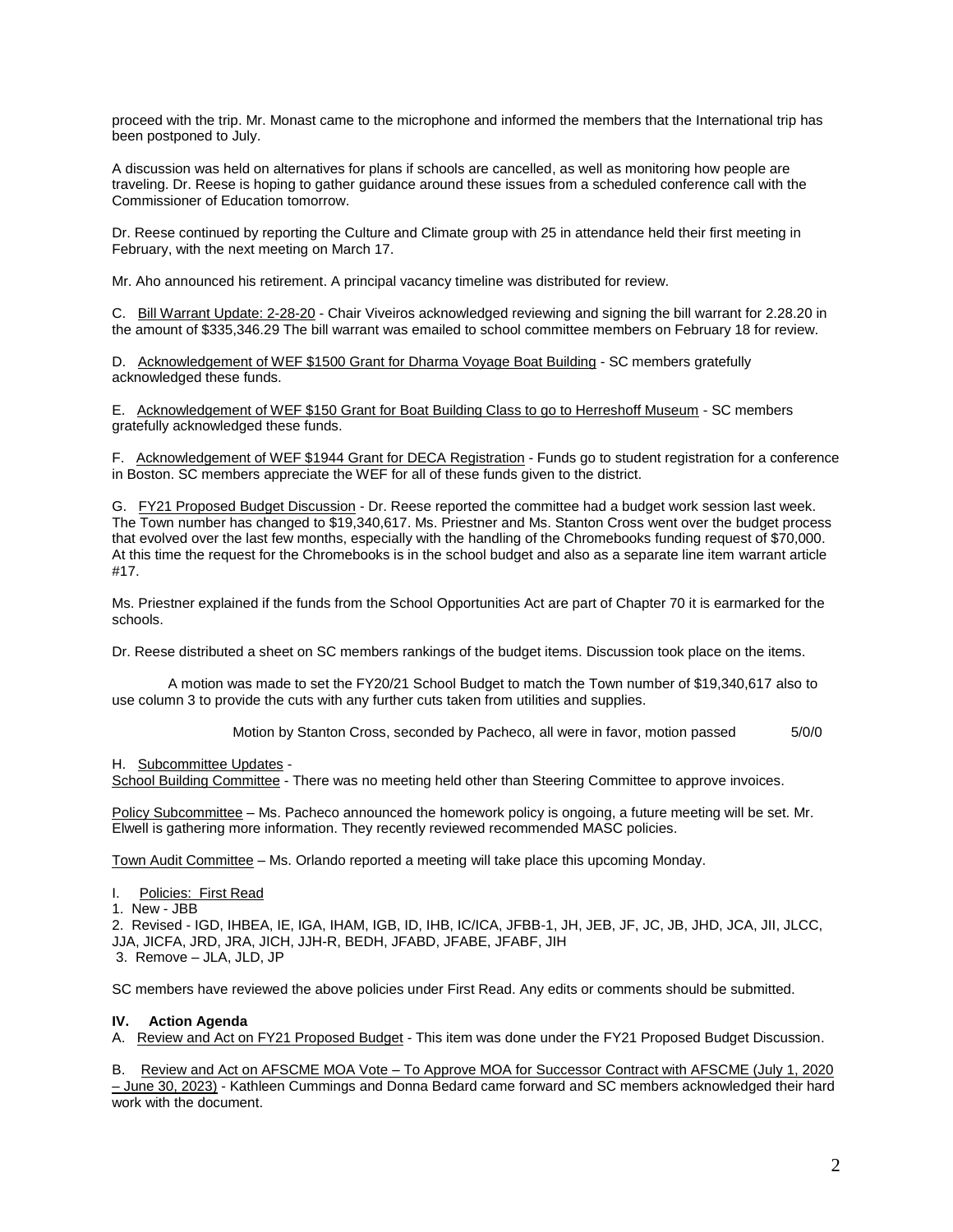proceed with the trip. Mr. Monast came to the microphone and informed the members that the International trip has been postponed to July.

A discussion was held on alternatives for plans if schools are cancelled, as well as monitoring how people are traveling. Dr. Reese is hoping to gather guidance around these issues from a scheduled conference call with the Commissioner of Education tomorrow.

Dr. Reese continued by reporting the Culture and Climate group with 25 in attendance held their first meeting in February, with the next meeting on March 17.

Mr. Aho announced his retirement. A principal vacancy timeline was distributed for review.

C. <u>Bill Warrant Update: 2-28-20</u> - Chair Viveiros acknowledged reviewing and signing the bill warrant for 2.28.20 in the amount of $335,346.29 The bill warrant was emailed to school committee members on February 18 for review.

D. <u>Acknowledgement of WEF $1500 Grant for Dharma Voyage Boat Building</u> - SC members gratefully acknowledged these funds.

E. <u>Acknowledgement of WEF $150 Grant for Boat Building Class to go to Herreshoff Museum</u> - SC members gratefully acknowledged these funds.

F. <u>Acknowledgement of WEF $1944 Grant for DECA Registration</u> - Funds go to student registration for a conference in Boston. SC members appreciate the WEF for all of these funds given to the district.

G. <u>FY21 Proposed Budget Discussion</u> - Dr. Reese reported the committee had a budget work session last week. The Town number has changed to $19,340,617. Ms. Priestner and Ms. Stanton Cross went over the budget process that evolved over the last few months, especially with the handling of the Chromebooks funding request of $70,000. At this time the request for the Chromebooks is in the school budget and also as a separate line item warrant article #17.

Ms. Priestner explained if the funds from the School Opportunities Act are part of Chapter 70 it is earmarked for the schools.

Dr. Reese distributed a sheet on SC members rankings of the budget items. Discussion took place on the items.

A motion was made to set the FY20/21 School Budget to match the Town number of $19,340,617 also to use column 3 to provide the cuts with any further cuts taken from utilities and supplies.

Motion by Stanton Cross, seconded by Pacheco, all were in favor, motion passed 5/0/0

H. <u>Subcommittee Updates</u> -

<u>School Building Committee</u> - There was no meeting held other than Steering Committee to approve invoices.

<u>Policy Subcommittee</u> – Ms. Pacheco announced the homework policy is ongoing, a future meeting will be set. Mr. Elwell is gathering more information. They recently reviewed recommended MASC policies.

<u>Town Audit Committee</u> – Ms. Orlando reported a meeting will take place this upcoming Monday.

I. <u>Policies: First Read</u>

1. New - JBB
2. Revised - IGD, IHBEA, IE, IGA, IHAM, IGB, ID, IHB, IC/ICA, JFBB-1, JH, JEB, JF, JC, JB, JHD, JCA, JII, JLCC, JJA, JICFA, JRD, JRA, JICH, JJH-R, BEDH, JFABD, JFABE, JFABF, JIH
3. Remove – JLA, JLD, JP

SC members have reviewed the above policies under First Read. Any edits or comments should be submitted.

**IV. Action Agenda**

A. <u>Review and Act on FY21 Proposed Budget</u> - This item was done under the FY21 Proposed Budget Discussion.

B. <u>Review and Act on AFSCME MOA Vote – To Approve MOA for Successor Contract with AFSCME (July 1, 2020 – June 30, 2023)</u> - Kathleen Cummings and Donna Bedard came forward and SC members acknowledged their hard work with the document.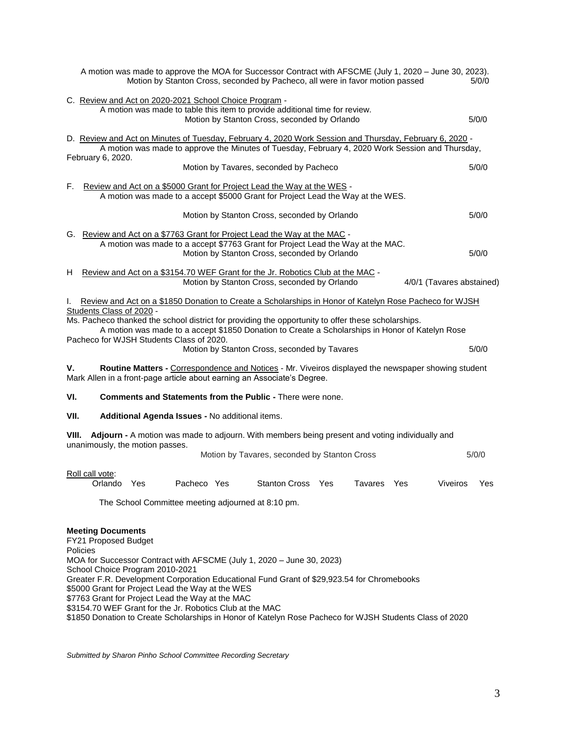A motion was made to approve the MOA for Successor Contract with AFSCME (July 1, 2020 – June 30, 2023).
Motion by Stanton Cross, seconded by Pacheco, all were in favor motion passed 5/0/0

C. Review and Act on 2020-2021 School Choice Program -
A motion was made to table this item to provide additional time for review.
Motion by Stanton Cross, seconded by Orlando 5/0/0

D. Review and Act on Minutes of Tuesday, February 4, 2020 Work Session and Thursday, February 6, 2020 -
A motion was made to approve the Minutes of Tuesday, February 4, 2020 Work Session and Thursday, February 6, 2020.
Motion by Tavares, seconded by Pacheco 5/0/0

F. Review and Act on a $5000 Grant for Project Lead the Way at the WES -
A motion was made to a accept $5000 Grant for Project Lead the Way at the WES.
Motion by Stanton Cross, seconded by Orlando 5/0/0

G. Review and Act on a $7763 Grant for Project Lead the Way at the MAC -
A motion was made to a accept $7763 Grant for Project Lead the Way at the MAC.
Motion by Stanton Cross, seconded by Orlando 5/0/0

H Review and Act on a $3154.70 WEF Grant for the Jr. Robotics Club at the MAC -
Motion by Stanton Cross, seconded by Orlando 4/0/1 (Tavares abstained)

I. Review and Act on a $1850 Donation to Create a Scholarships in Honor of Katelyn Rose Pacheco for WJSH Students Class of 2020 -
Ms. Pacheco thanked the school district for providing the opportunity to offer these scholarships.
A motion was made to a accept $1850 Donation to Create a Scholarships in Honor of Katelyn Rose Pacheco for WJSH Students Class of 2020.
Motion by Stanton Cross, seconded by Tavares 5/0/0

**V. Routine Matters -** Correspondence and Notices - Mr. Viveiros displayed the newspaper showing student Mark Allen in a front-page article about earning an Associate's Degree.

**VI. Comments and Statements from the Public -** There were none.

**VII. Additional Agenda Issues -** No additional items.

**VIII. Adjourn -** A motion was made to adjourn. With members being present and voting individually and unanimously, the motion passes.
Motion by Tavares, seconded by Stanton Cross 5/0/0

Roll call vote:
Orlando Yes Pacheco Yes Stanton Cross Yes Tavares Yes Viveiros Yes

The School Committee meeting adjourned at 8:10 pm.

**Meeting Documents**
FY21 Proposed Budget
Policies
MOA for Successor Contract with AFSCME (July 1, 2020 – June 30, 2023)
School Choice Program 2010-2021
Greater F.R. Development Corporation Educational Fund Grant of $29,923.54 for Chromebooks
$5000 Grant for Project Lead the Way at the WES
$7763 Grant for Project Lead the Way at the MAC
$3154.70 WEF Grant for the Jr. Robotics Club at the MAC
$1850 Donation to Create Scholarships in Honor of Katelyn Rose Pacheco for WJSH Students Class of 2020

*Submitted by Sharon Pinho School Committee Recording Secretary*